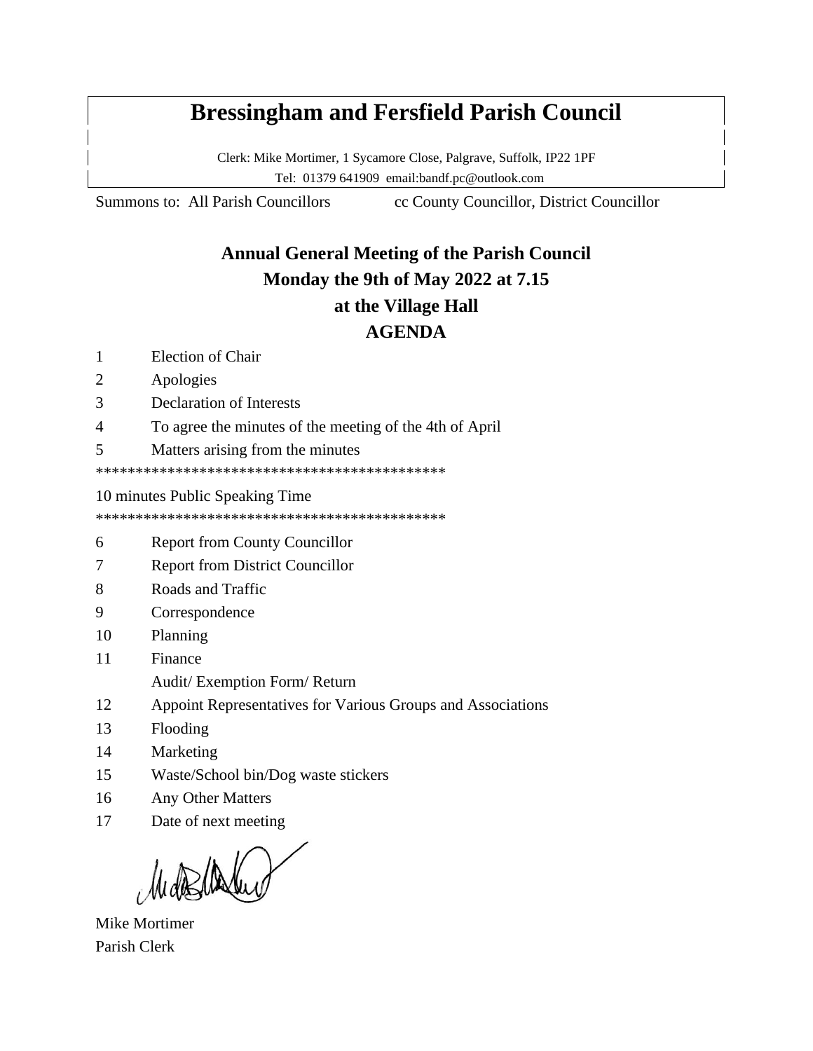# Bressingham and Fersfield Parish Council

Clerk: Mike Mortimer, 1 Sycamore Close, Palgrave, Suffolk, IP22 1PF
Tel: 01379 641909 email:bandf.pc@outlook.com

Summons to: All Parish Councillors cc County Councillor, District Councillor

## Annual General Meeting of the Parish Council
## Monday the 9th of May 2022 at 7.15
## at the Village Hall
## AGENDA

1 Election of Chair

2 Apologies

3 Declaration of Interests

4 To agree the minutes of the meeting of the 4th of April

5 Matters arising from the minutes

*********************************************

10 minutes Public Speaking Time

*********************************************

6 Report from County Councillor

7 Report from District Councillor

8 Roads and Traffic

9 Correspondence

10 Planning

11 Finance

Audit/ Exemption Form/ Return

12 Appoint Representatives for Various Groups and Associations

13 Flooding

14 Marketing

15 Waste/School bin/Dog waste stickers

16 Any Other Matters

17 Date of next meeting

Mike Mortimer
Parish Clerk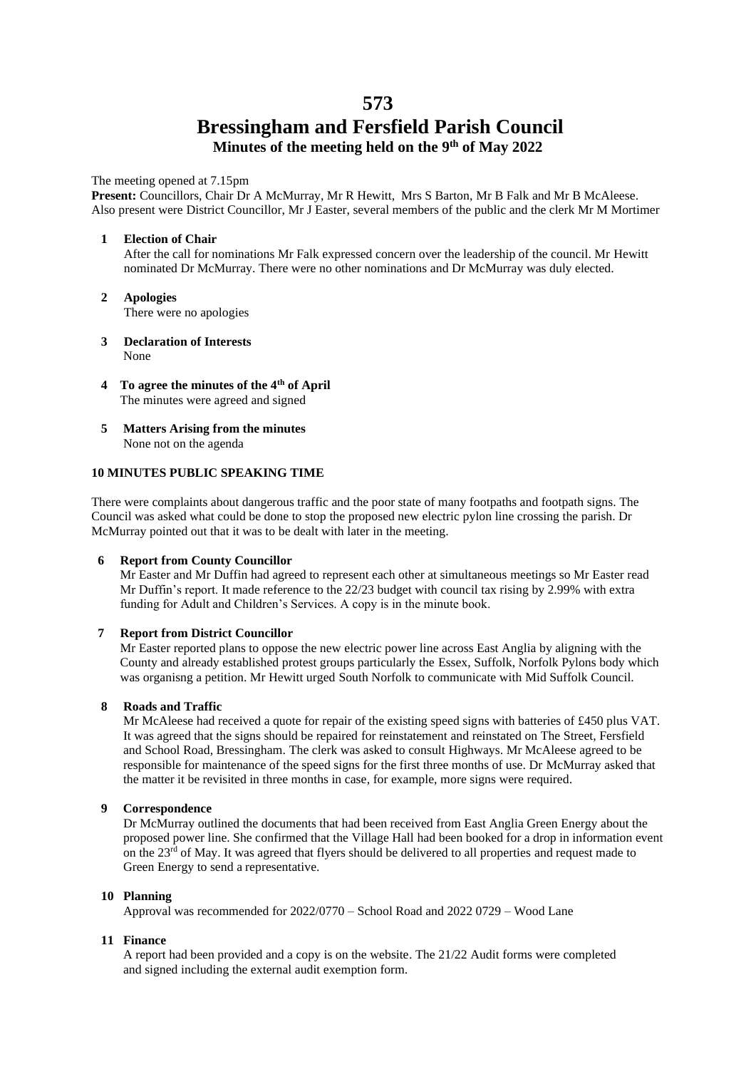# 573

# Bressingham and Fersfield Parish Council

## Minutes of the meeting held on the 9th of May 2022

The meeting opened at 7.15pm

**Present:** Councillors, Chair Dr A McMurray, Mr R Hewitt, Mrs S Barton, Mr B Falk and Mr B McAleese. Also present were District Councillor, Mr J Easter, several members of the public and the clerk Mr M Mortimer

**1 Election of Chair**

After the call for nominations Mr Falk expressed concern over the leadership of the council. Mr Hewitt nominated Dr McMurray. There were no other nominations and Dr McMurray was duly elected.

**2 Apologies**

There were no apologies

**3 Declaration of Interests**

None

**4 To agree the minutes of the 4th of April**

The minutes were agreed and signed

**5 Matters Arising from the minutes**

None not on the agenda

**10 MINUTES PUBLIC SPEAKING TIME**

There were complaints about dangerous traffic and the poor state of many footpaths and footpath signs. The Council was asked what could be done to stop the proposed new electric pylon line crossing the parish. Dr McMurray pointed out that it was to be dealt with later in the meeting.

**6 Report from County Councillor**

Mr Easter and Mr Duffin had agreed to represent each other at simultaneous meetings so Mr Easter read Mr Duffin's report. It made reference to the 22/23 budget with council tax rising by 2.99% with extra funding for Adult and Children's Services. A copy is in the minute book.

**7 Report from District Councillor**

Mr Easter reported plans to oppose the new electric power line across East Anglia by aligning with the County and already established protest groups particularly the Essex, Suffolk, Norfolk Pylons body which was organisng a petition. Mr Hewitt urged South Norfolk to communicate with Mid Suffolk Council.

**8 Roads and Traffic**

Mr McAleese had received a quote for repair of the existing speed signs with batteries of £450 plus VAT. It was agreed that the signs should be repaired for reinstatement and reinstated on The Street, Fersfield and School Road, Bressingham. The clerk was asked to consult Highways. Mr McAleese agreed to be responsible for maintenance of the speed signs for the first three months of use. Dr McMurray asked that the matter it be revisited in three months in case, for example, more signs were required.

**9 Correspondence**

Dr McMurray outlined the documents that had been received from East Anglia Green Energy about the proposed power line. She confirmed that the Village Hall had been booked for a drop in information event on the 23rd of May. It was agreed that flyers should be delivered to all properties and request made to Green Energy to send a representative.

**10 Planning**

Approval was recommended for 2022/0770 – School Road and 2022 0729 – Wood Lane

**11 Finance**

A report had been provided and a copy is on the website. The 21/22 Audit forms were completed and signed including the external audit exemption form.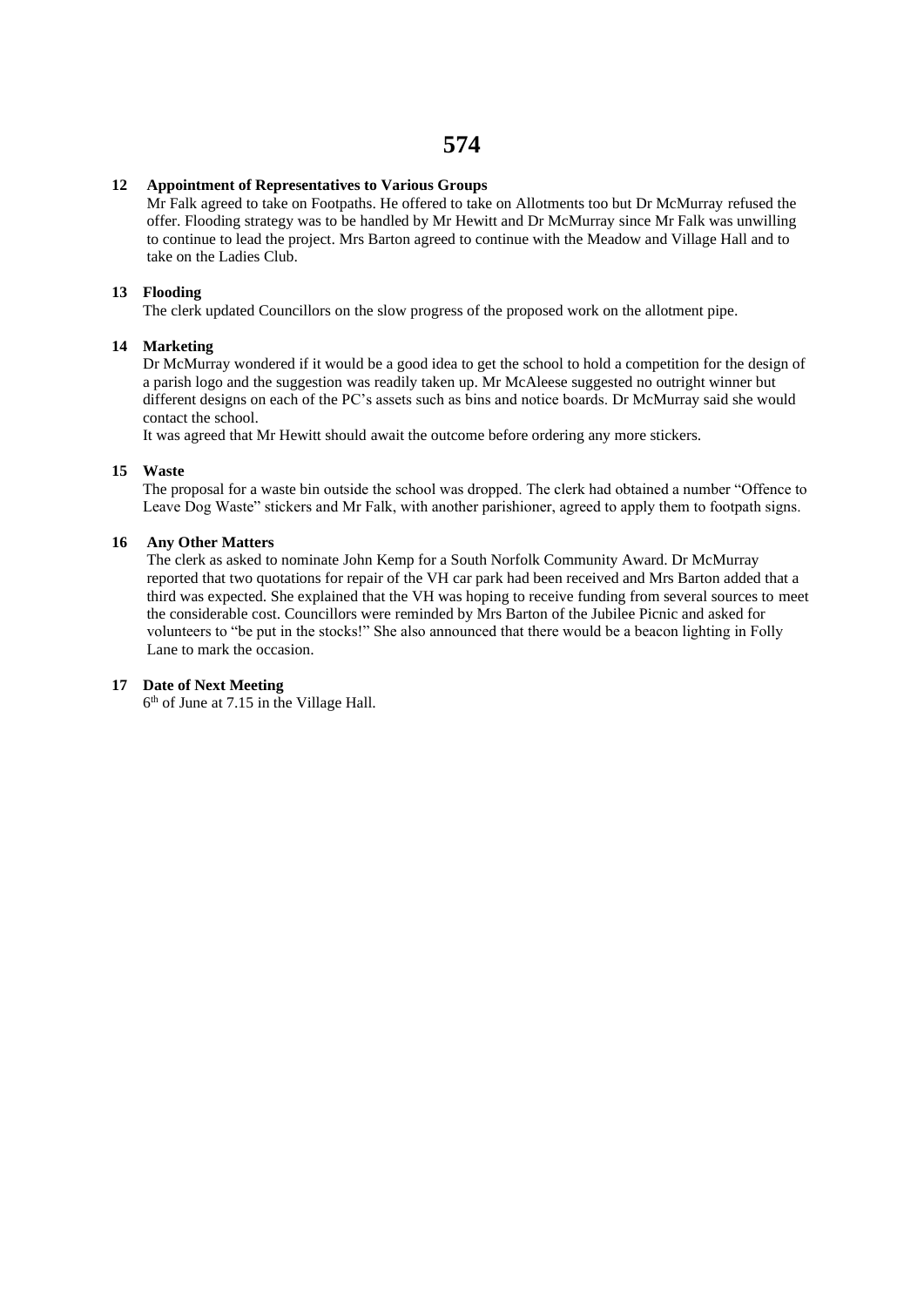## 12 Appointment of Representatives to Various Groups

Mr Falk agreed to take on Footpaths. He offered to take on Allotments too but Dr McMurray refused the offer. Flooding strategy was to be handled by Mr Hewitt and Dr McMurray since Mr Falk was unwilling to continue to lead the project. Mrs Barton agreed to continue with the Meadow and Village Hall and to take on the Ladies Club.

## 13 Flooding

The clerk updated Councillors on the slow progress of the proposed work on the allotment pipe.

## 14 Marketing

Dr McMurray wondered if it would be a good idea to get the school to hold a competition for the design of a parish logo and the suggestion was readily taken up. Mr McAleese suggested no outright winner but different designs on each of the PC's assets such as bins and notice boards. Dr McMurray said she would contact the school.

It was agreed that Mr Hewitt should await the outcome before ordering any more stickers.

## 15 Waste

The proposal for a waste bin outside the school was dropped. The clerk had obtained a number "Offence to Leave Dog Waste" stickers and Mr Falk, with another parishioner, agreed to apply them to footpath signs.

## 16 Any Other Matters

The clerk as asked to nominate John Kemp for a South Norfolk Community Award. Dr McMurray reported that two quotations for repair of the VH car park had been received and Mrs Barton added that a third was expected. She explained that the VH was hoping to receive funding from several sources to meet the considerable cost. Councillors were reminded by Mrs Barton of the Jubilee Picnic and asked for volunteers to "be put in the stocks!" She also announced that there would be a beacon lighting in Folly Lane to mark the occasion.

## 17 Date of Next Meeting

6th of June at 7.15 in the Village Hall.